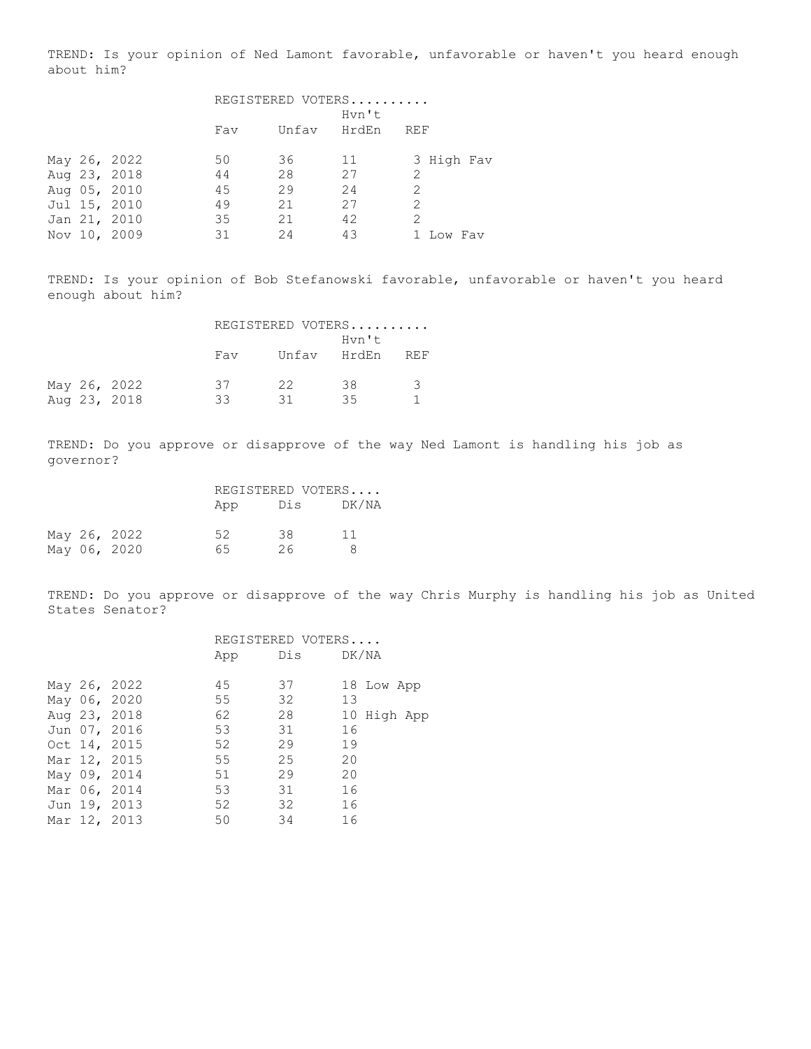TREND: Is your opinion of Ned Lamont favorable, unfavorable or haven't you heard enough about him?

| | REGISTERED VOTERS.......... | | | | |
|---|---|---|---|---|---|
| | Fav | Unfav | Hvn't HrdEn | REF | |
| May 26, 2022 | 50 | 36 | 11 | 3 | High Fav |
| Aug 23, 2018 | 44 | 28 | 27 | 2 | |
| Aug 05, 2010 | 45 | 29 | 24 | 2 | |
| Jul 15, 2010 | 49 | 21 | 27 | 2 | |
| Jan 21, 2010 | 35 | 21 | 42 | 2 | |
| Nov 10, 2009 | 31 | 24 | 43 | 1 | Low Fav |

TREND: Is your opinion of Bob Stefanowski favorable, unfavorable or haven't you heard enough about him?

| | REGISTERED VOTERS.......... | | | |
|---|---|---|---|---|
| | Fav | Unfav | Hvn't HrdEn | REF |
| May 26, 2022 | 37 | 22 | 38 | 3 |
| Aug 23, 2018 | 33 | 31 | 35 | 1 |

TREND: Do you approve or disapprove of the way Ned Lamont is handling his job as governor?

| | REGISTERED VOTERS.... | | |
|---|---|---|---|
| | App | Dis | DK/NA |
| May 26, 2022 | 52 | 38 | 11 |
| May 06, 2020 | 65 | 26 | 8 |

TREND: Do you approve or disapprove of the way Chris Murphy is handling his job as United States Senator?

| | REGISTERED VOTERS.... | | | |
|---|---|---|---|---|
| | App | Dis | DK/NA | |
| May 26, 2022 | 45 | 37 | 18 | Low App |
| May 06, 2020 | 55 | 32 | 13 | |
| Aug 23, 2018 | 62 | 28 | 10 | High App |
| Jun 07, 2016 | 53 | 31 | 16 | |
| Oct 14, 2015 | 52 | 29 | 19 | |
| Mar 12, 2015 | 55 | 25 | 20 | |
| May 09, 2014 | 51 | 29 | 20 | |
| Mar 06, 2014 | 53 | 31 | 16 | |
| Jun 19, 2013 | 52 | 32 | 16 | |
| Mar 12, 2013 | 50 | 34 | 16 | |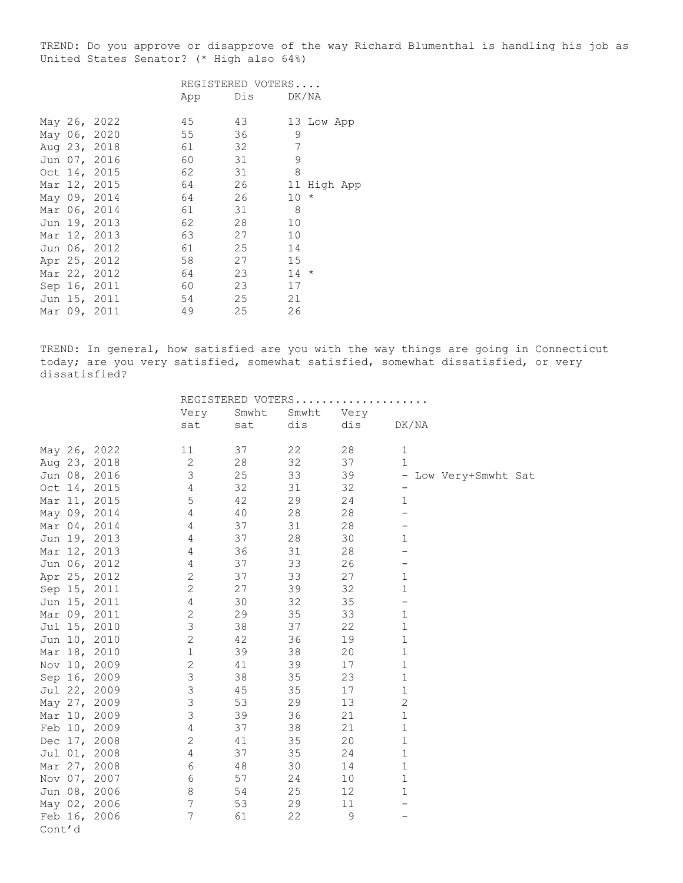TREND: Do you approve or disapprove of the way Richard Blumenthal is handling his job as United States Senator? (* High also 64%)

| | REGISTERED VOTERS.... | | | |
|---|---|---|---|---|
| | App | Dis | DK/NA | |
| May 26, 2022 | 45 | 43 | 13 | Low App |
| May 06, 2020 | 55 | 36 | 9 | |
| Aug 23, 2018 | 61 | 32 | 7 | |
| Jun 07, 2016 | 60 | 31 | 9 | |
| Oct 14, 2015 | 62 | 31 | 8 | |
| Mar 12, 2015 | 64 | 26 | 11 | High App |
| May 09, 2014 | 64 | 26 | 10 | * |
| Mar 06, 2014 | 61 | 31 | 8 | |
| Jun 19, 2013 | 62 | 28 | 10 | |
| Mar 12, 2013 | 63 | 27 | 10 | |
| Jun 06, 2012 | 61 | 25 | 14 | |
| Apr 25, 2012 | 58 | 27 | 15 | |
| Mar 22, 2012 | 64 | 23 | 14 | * |
| Sep 16, 2011 | 60 | 23 | 17 | |
| Jun 15, 2011 | 54 | 25 | 21 | |
| Mar 09, 2011 | 49 | 25 | 26 | |

TREND: In general, how satisfied are you with the way things are going in Connecticut today; are you very satisfied, somewhat satisfied, somewhat dissatisfied, or very dissatisfied?

| | REGISTERED VOTERS.................... | | | | | |
|---|---|---|---|---|---|---|
| | Very sat | Smwht sat | Smwht dis | Very dis | DK/NA | |
| May 26, 2022 | 11 | 37 | 22 | 28 | 1 | |
| Aug 23, 2018 | 2 | 28 | 32 | 37 | 1 | |
| Jun 08, 2016 | 3 | 25 | 33 | 39 | - | Low Very+Smwht Sat |
| Oct 14, 2015 | 4 | 32 | 31 | 32 | - | |
| Mar 11, 2015 | 5 | 42 | 29 | 24 | 1 | |
| May 09, 2014 | 4 | 40 | 28 | 28 | - | |
| Mar 04, 2014 | 4 | 37 | 31 | 28 | - | |
| Jun 19, 2013 | 4 | 37 | 28 | 30 | 1 | |
| Mar 12, 2013 | 4 | 36 | 31 | 28 | - | |
| Jun 06, 2012 | 4 | 37 | 33 | 26 | - | |
| Apr 25, 2012 | 2 | 37 | 33 | 27 | 1 | |
| Sep 15, 2011 | 2 | 27 | 39 | 32 | 1 | |
| Jun 15, 2011 | 4 | 30 | 32 | 35 | - | |
| Mar 09, 2011 | 2 | 29 | 35 | 33 | 1 | |
| Jul 15, 2010 | 3 | 38 | 37 | 22 | 1 | |
| Jun 10, 2010 | 2 | 42 | 36 | 19 | 1 | |
| Mar 18, 2010 | 1 | 39 | 38 | 20 | 1 | |
| Nov 10, 2009 | 2 | 41 | 39 | 17 | 1 | |
| Sep 16, 2009 | 3 | 38 | 35 | 23 | 1 | |
| Jul 22, 2009 | 3 | 45 | 35 | 17 | 1 | |
| May 27, 2009 | 3 | 53 | 29 | 13 | 2 | |
| Mar 10, 2009 | 3 | 39 | 36 | 21 | 1 | |
| Feb 10, 2009 | 4 | 37 | 38 | 21 | 1 | |
| Dec 17, 2008 | 2 | 41 | 35 | 20 | 1 | |
| Jul 01, 2008 | 4 | 37 | 35 | 24 | 1 | |
| Mar 27, 2008 | 6 | 48 | 30 | 14 | 1 | |
| Nov 07, 2007 | 6 | 57 | 24 | 10 | 1 | |
| Jun 08, 2006 | 8 | 54 | 25 | 12 | 1 | |
| May 02, 2006 | 7 | 53 | 29 | 11 | - | |
| Feb 16, 2006 | 7 | 61 | 22 | 9 | - | |

Cont'd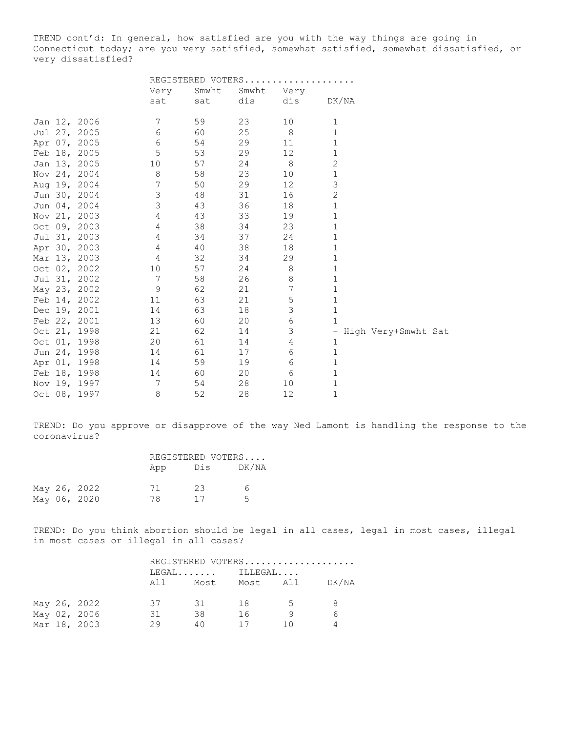TREND cont'd: In general, how satisfied are you with the way things are going in Connecticut today; are you very satisfied, somewhat satisfied, somewhat dissatisfied, or very dissatisfied?

| | REGISTERED VOTERS | | | | |
|---|---|---|---|---|---|
| | Very sat | Smwht sat | Smwht dis | Very dis | DK/NA |
| Jan 12, 2006 | 7 | 59 | 23 | 10 | 1 |
| Jul 27, 2005 | 6 | 60 | 25 | 8 | 1 |
| Apr 07, 2005 | 6 | 54 | 29 | 11 | 1 |
| Feb 18, 2005 | 5 | 53 | 29 | 12 | 1 |
| Jan 13, 2005 | 10 | 57 | 24 | 8 | 2 |
| Nov 24, 2004 | 8 | 58 | 23 | 10 | 1 |
| Aug 19, 2004 | 7 | 50 | 29 | 12 | 3 |
| Jun 30, 2004 | 3 | 48 | 31 | 16 | 2 |
| Jun 04, 2004 | 3 | 43 | 36 | 18 | 1 |
| Nov 21, 2003 | 4 | 43 | 33 | 19 | 1 |
| Oct 09, 2003 | 4 | 38 | 34 | 23 | 1 |
| Jul 31, 2003 | 4 | 34 | 37 | 24 | 1 |
| Apr 30, 2003 | 4 | 40 | 38 | 18 | 1 |
| Mar 13, 2003 | 4 | 32 | 34 | 29 | 1 |
| Oct 02, 2002 | 10 | 57 | 24 | 8 | 1 |
| Jul 31, 2002 | 7 | 58 | 26 | 8 | 1 |
| May 23, 2002 | 9 | 62 | 21 | 7 | 1 |
| Feb 14, 2002 | 11 | 63 | 21 | 5 | 1 |
| Dec 19, 2001 | 14 | 63 | 18 | 3 | 1 |
| Feb 22, 2001 | 13 | 60 | 20 | 6 | 1 |
| Oct 21, 1998 | 21 | 62 | 14 | 3 | - High Very+Smwht Sat |
| Oct 01, 1998 | 20 | 61 | 14 | 4 | 1 |
| Jun 24, 1998 | 14 | 61 | 17 | 6 | 1 |
| Apr 01, 1998 | 14 | 59 | 19 | 6 | 1 |
| Feb 18, 1998 | 14 | 60 | 20 | 6 | 1 |
| Nov 19, 1997 | 7 | 54 | 28 | 10 | 1 |
| Oct 08, 1997 | 8 | 52 | 28 | 12 | 1 |

TREND: Do you approve or disapprove of the way Ned Lamont is handling the response to the coronavirus?

| | REGISTERED VOTERS | | |
|---|---|---|---|
| | App | Dis | DK/NA |
| May 26, 2022 | 71 | 23 | 6 |
| May 06, 2020 | 78 | 17 | 5 |

TREND: Do you think abortion should be legal in all cases, legal in most cases, illegal in most cases or illegal in all cases?

| | REGISTERED VOTERS | | | | |
|---|---|---|---|---|---|
| | LEGAL | | ILLEGAL | | |
| | All | Most | Most | All | DK/NA |
| May 26, 2022 | 37 | 31 | 18 | 5 | 8 |
| May 02, 2006 | 31 | 38 | 16 | 9 | 6 |
| Mar 18, 2003 | 29 | 40 | 17 | 10 | 4 |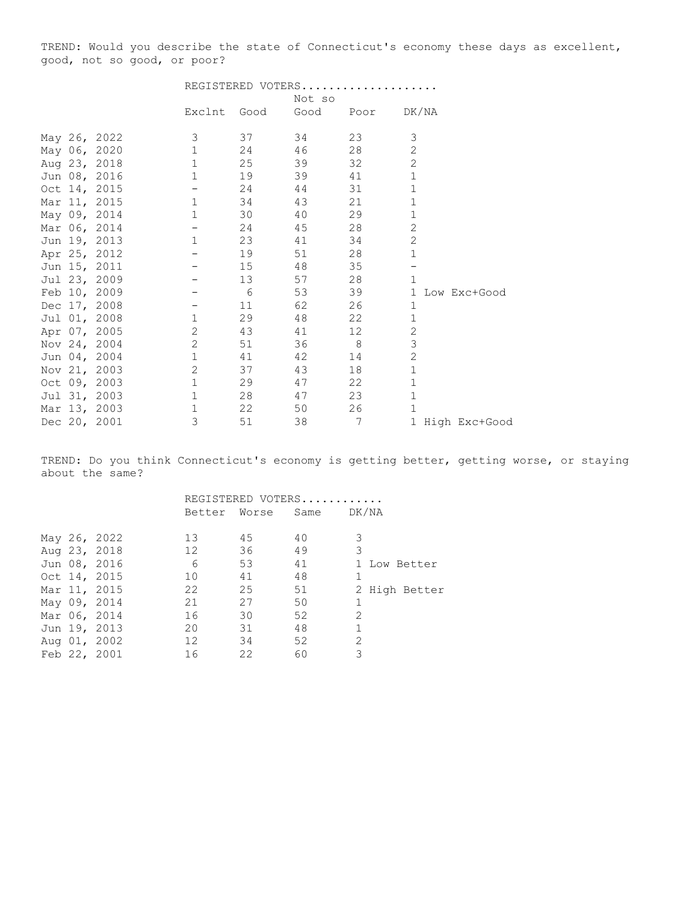TREND: Would you describe the state of Connecticut's economy these days as excellent, good, not so good, or poor?

| | REGISTERED VOTERS | | | | | |
|---|---|---|---|---|---|---|
| | Exclnt | Good | Not so Good | Poor | DK/NA | |
| May 26, 2022 | 3 | 37 | 34 | 23 | 3 | |
| May 06, 2020 | 1 | 24 | 46 | 28 | 2 | |
| Aug 23, 2018 | 1 | 25 | 39 | 32 | 2 | |
| Jun 08, 2016 | 1 | 19 | 39 | 41 | 1 | |
| Oct 14, 2015 | - | 24 | 44 | 31 | 1 | |
| Mar 11, 2015 | 1 | 34 | 43 | 21 | 1 | |
| May 09, 2014 | 1 | 30 | 40 | 29 | 1 | |
| Mar 06, 2014 | - | 24 | 45 | 28 | 2 | |
| Jun 19, 2013 | 1 | 23 | 41 | 34 | 2 | |
| Apr 25, 2012 | - | 19 | 51 | 28 | 1 | |
| Jun 15, 2011 | - | 15 | 48 | 35 | - | |
| Jul 23, 2009 | - | 13 | 57 | 28 | 1 | |
| Feb 10, 2009 | - | 6 | 53 | 39 | 1 | Low Exc+Good |
| Dec 17, 2008 | - | 11 | 62 | 26 | 1 | |
| Jul 01, 2008 | 1 | 29 | 48 | 22 | 1 | |
| Apr 07, 2005 | 2 | 43 | 41 | 12 | 2 | |
| Nov 24, 2004 | 2 | 51 | 36 | 8 | 3 | |
| Jun 04, 2004 | 1 | 41 | 42 | 14 | 2 | |
| Nov 21, 2003 | 2 | 37 | 43 | 18 | 1 | |
| Oct 09, 2003 | 1 | 29 | 47 | 22 | 1 | |
| Jul 31, 2003 | 1 | 28 | 47 | 23 | 1 | |
| Mar 13, 2003 | 1 | 22 | 50 | 26 | 1 | |
| Dec 20, 2001 | 3 | 51 | 38 | 7 | 1 | High Exc+Good |

TREND: Do you think Connecticut's economy is getting better, getting worse, or staying about the same?

| | REGISTERED VOTERS | | | | |
|---|---|---|---|---|---|
| | Better | Worse | Same | DK/NA | |
| May 26, 2022 | 13 | 45 | 40 | 3 | |
| Aug 23, 2018 | 12 | 36 | 49 | 3 | |
| Jun 08, 2016 | 6 | 53 | 41 | 1 | Low Better |
| Oct 14, 2015 | 10 | 41 | 48 | 1 | |
| Mar 11, 2015 | 22 | 25 | 51 | 2 | High Better |
| May 09, 2014 | 21 | 27 | 50 | 1 | |
| Mar 06, 2014 | 16 | 30 | 52 | 2 | |
| Jun 19, 2013 | 20 | 31 | 48 | 1 | |
| Aug 01, 2002 | 12 | 34 | 52 | 2 | |
| Feb 22, 2001 | 16 | 22 | 60 | 3 | |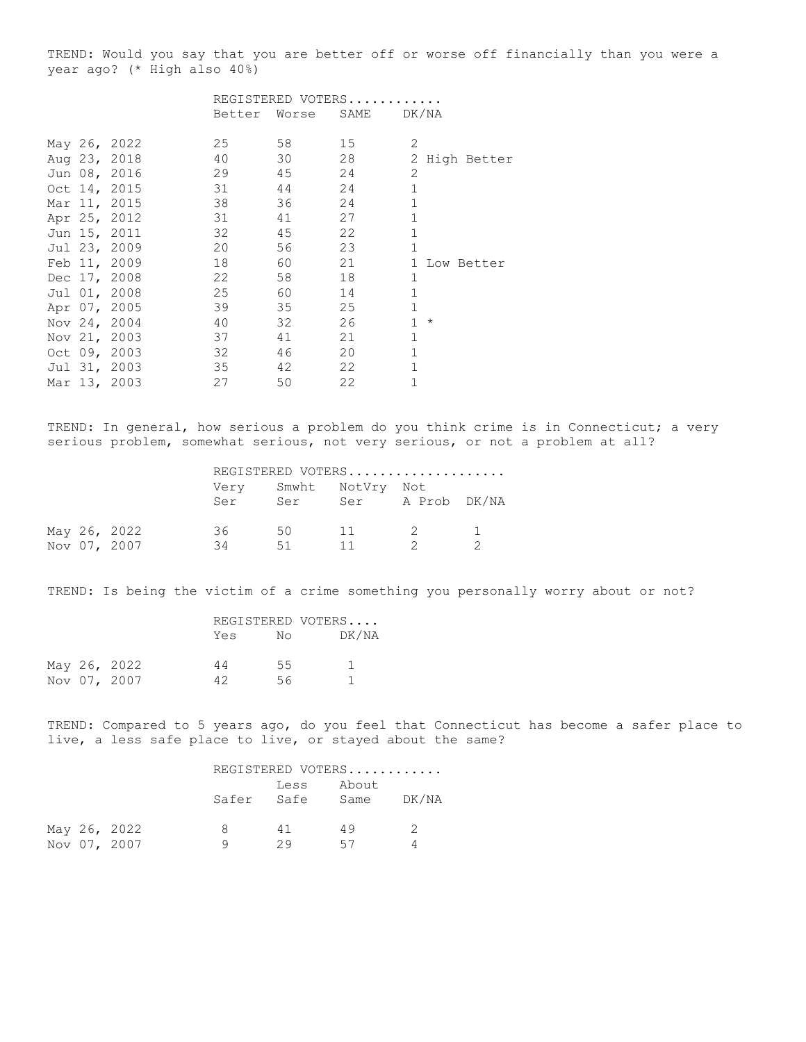TREND: Would you say that you are better off or worse off financially than you were a year ago? (* High also 40%)

| | REGISTERED VOTERS............ | | | | |
|---|---|---|---|---|---|
| | Better | Worse | SAME | DK/NA | |
| May 26, 2022 | 25 | 58 | 15 | 2 | |
| Aug 23, 2018 | 40 | 30 | 28 | 2 | High Better |
| Jun 08, 2016 | 29 | 45 | 24 | 2 | |
| Oct 14, 2015 | 31 | 44 | 24 | 1 | |
| Mar 11, 2015 | 38 | 36 | 24 | 1 | |
| Apr 25, 2012 | 31 | 41 | 27 | 1 | |
| Jun 15, 2011 | 32 | 45 | 22 | 1 | |
| Jul 23, 2009 | 20 | 56 | 23 | 1 | |
| Feb 11, 2009 | 18 | 60 | 21 | 1 | Low Better |
| Dec 17, 2008 | 22 | 58 | 18 | 1 | |
| Jul 01, 2008 | 25 | 60 | 14 | 1 | |
| Apr 07, 2005 | 39 | 35 | 25 | 1 | |
| Nov 24, 2004 | 40 | 32 | 26 | 1 | * |
| Nov 21, 2003 | 37 | 41 | 21 | 1 | |
| Oct 09, 2003 | 32 | 46 | 20 | 1 | |
| Jul 31, 2003 | 35 | 42 | 22 | 1 | |
| Mar 13, 2003 | 27 | 50 | 22 | 1 | |

TREND: In general, how serious a problem do you think crime is in Connecticut; a very serious problem, somewhat serious, not very serious, or not a problem at all?

| | REGISTERED VOTERS.................... | | | | |
|---|---|---|---|---|---|
| | Very Ser | Smwht Ser | NotVry Ser | Not A Prob | DK/NA |
| May 26, 2022 | 36 | 50 | 11 | 2 | 1 |
| Nov 07, 2007 | 34 | 51 | 11 | 2 | 2 |

TREND: Is being the victim of a crime something you personally worry about or not?

| | REGISTERED VOTERS.... | | |
|---|---|---|---|
| | Yes | No | DK/NA |
| May 26, 2022 | 44 | 55 | 1 |
| Nov 07, 2007 | 42 | 56 | 1 |

TREND: Compared to 5 years ago, do you feel that Connecticut has become a safer place to live, a less safe place to live, or stayed about the same?

| | REGISTERED VOTERS............ | | | |
|---|---|---|---|---|
| | Safer | Less Safe | About Same | DK/NA |
| May 26, 2022 | 8 | 41 | 49 | 2 |
| Nov 07, 2007 | 9 | 29 | 57 | 4 |